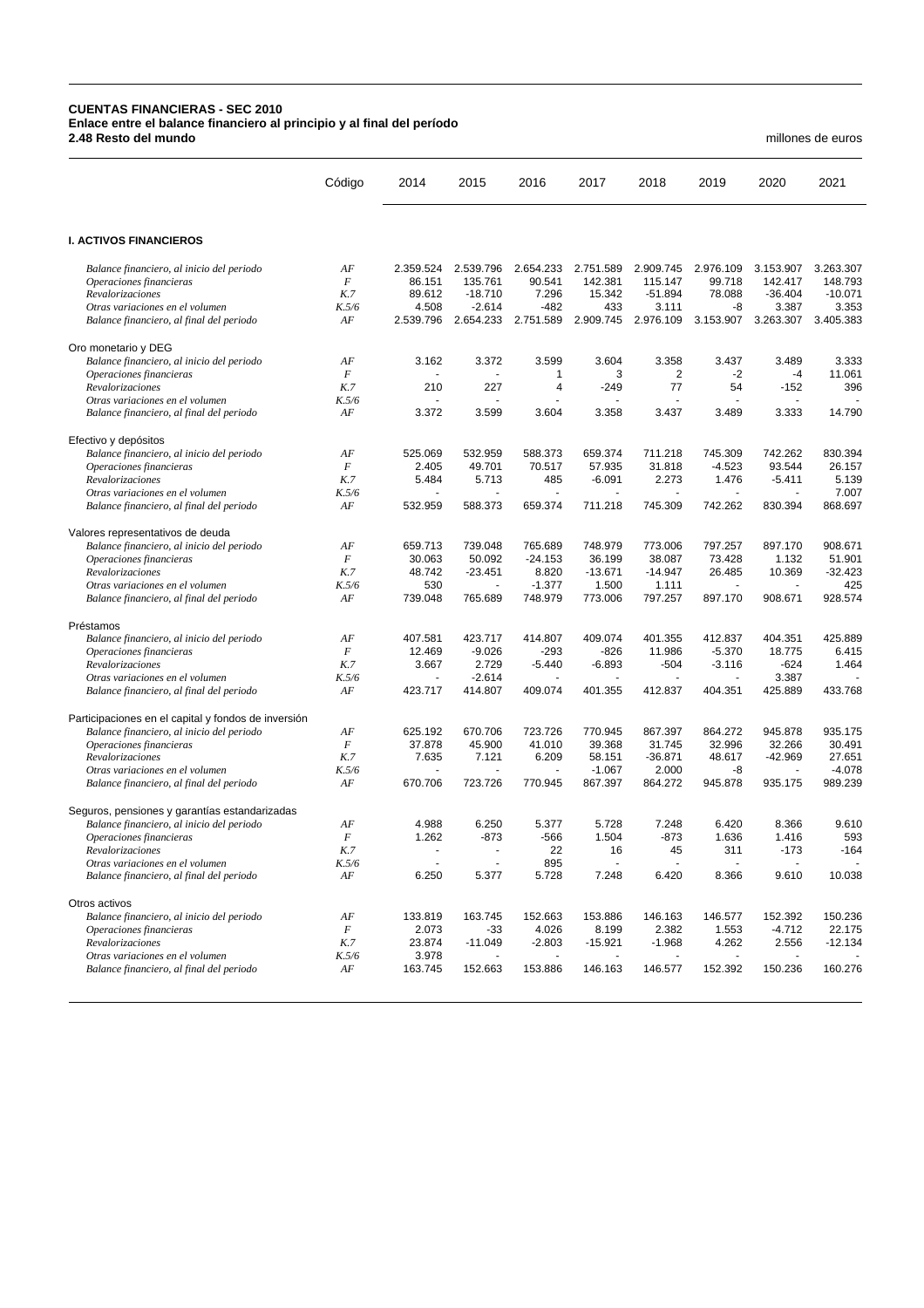**CUENTAS FINANCIERAS - SEC 2010**
**Enlace entre el balance financiero al principio y al final del período**
**2.48 Resto del mundo**

millones de euros

| | Código | 2014 | 2015 | 2016 | 2017 | 2018 | 2019 | 2020 | 2021 |
|---|---|---|---|---|---|---|---|---|---|
| **I. ACTIVOS FINANCIEROS** | | | | | | | | | |
| *Balance financiero, al inicio del periodo* | *AF* | 2.359.524 | 2.539.796 | 2.654.233 | 2.751.589 | 2.909.745 | 2.976.109 | 3.153.907 | 3.263.307 |
| *Operaciones financieras* | *F* | 86.151 | 135.761 | 90.541 | 142.381 | 115.147 | 99.718 | 142.417 | 148.793 |
| *Revalorizaciones* | *K.7* | 89.612 | -18.710 | 7.296 | 15.342 | -51.894 | 78.088 | -36.404 | -10.071 |
| *Otras variaciones en el volumen* | *K.5/6* | 4.508 | -2.614 | -482 | 433 | 3.111 | -8 | 3.387 | 3.353 |
| *Balance financiero, al final del periodo* | *AF* | 2.539.796 | 2.654.233 | 2.751.589 | 2.909.745 | 2.976.109 | 3.153.907 | 3.263.307 | 3.405.383 |
| Oro monetario y DEG | | | | | | | | | |
| *Balance financiero, al inicio del periodo* | *AF* | 3.162 | 3.372 | 3.599 | 3.604 | 3.358 | 3.437 | 3.489 | 3.333 |
| *Operaciones financieras* | *F* | - | - | 1 | 3 | 2 | -2 | -4 | 11.061 |
| *Revalorizaciones* | *K.7* | 210 | 227 | 4 | -249 | 77 | 54 | -152 | 396 |
| *Otras variaciones en el volumen* | *K.5/6* | - | - | - | - | - | - | - | - |
| *Balance financiero, al final del periodo* | *AF* | 3.372 | 3.599 | 3.604 | 3.358 | 3.437 | 3.489 | 3.333 | 14.790 |
| Efectivo y depósitos | | | | | | | | | |
| *Balance financiero, al inicio del periodo* | *AF* | 525.069 | 532.959 | 588.373 | 659.374 | 711.218 | 745.309 | 742.262 | 830.394 |
| *Operaciones financieras* | *F* | 2.405 | 49.701 | 70.517 | 57.935 | 31.818 | -4.523 | 93.544 | 26.157 |
| *Revalorizaciones* | *K.7* | 5.484 | 5.713 | 485 | -6.091 | 2.273 | 1.476 | -5.411 | 5.139 |
| *Otras variaciones en el volumen* | *K.5/6* | - | - | - | - | - | - | - | 7.007 |
| *Balance financiero, al final del periodo* | *AF* | 532.959 | 588.373 | 659.374 | 711.218 | 745.309 | 742.262 | 830.394 | 868.697 |
| Valores representativos de deuda | | | | | | | | | |
| *Balance financiero, al inicio del periodo* | *AF* | 659.713 | 739.048 | 765.689 | 748.979 | 773.006 | 797.257 | 897.170 | 908.671 |
| *Operaciones financieras* | *F* | 30.063 | 50.092 | -24.153 | 36.199 | 38.087 | 73.428 | 1.132 | 51.901 |
| *Revalorizaciones* | *K.7* | 48.742 | -23.451 | 8.820 | -13.671 | -14.947 | 26.485 | 10.369 | -32.423 |
| *Otras variaciones en el volumen* | *K.5/6* | 530 | - | -1.377 | 1.500 | 1.111 | - | - | 425 |
| *Balance financiero, al final del periodo* | *AF* | 739.048 | 765.689 | 748.979 | 773.006 | 797.257 | 897.170 | 908.671 | 928.574 |
| Préstamos | | | | | | | | | |
| *Balance financiero, al inicio del periodo* | *AF* | 407.581 | 423.717 | 414.807 | 409.074 | 401.355 | 412.837 | 404.351 | 425.889 |
| *Operaciones financieras* | *F* | 12.469 | -9.026 | -293 | -826 | 11.986 | -5.370 | 18.775 | 6.415 |
| *Revalorizaciones* | *K.7* | 3.667 | 2.729 | -5.440 | -6.893 | -504 | -3.116 | -624 | 1.464 |
| *Otras variaciones en el volumen* | *K.5/6* | - | -2.614 | - | - | - | - | 3.387 | - |
| *Balance financiero, al final del periodo* | *AF* | 423.717 | 414.807 | 409.074 | 401.355 | 412.837 | 404.351 | 425.889 | 433.768 |
| Participaciones en el capital y fondos de inversión | | | | | | | | | |
| *Balance financiero, al inicio del periodo* | *AF* | 625.192 | 670.706 | 723.726 | 770.945 | 867.397 | 864.272 | 945.878 | 935.175 |
| *Operaciones financieras* | *F* | 37.878 | 45.900 | 41.010 | 39.368 | 31.745 | 32.996 | 32.266 | 30.491 |
| *Revalorizaciones* | *K.7* | 7.635 | 7.121 | 6.209 | 58.151 | -36.871 | 48.617 | -42.969 | 27.651 |
| *Otras variaciones en el volumen* | *K.5/6* | - | - | - | -1.067 | 2.000 | -8 | - | -4.078 |
| *Balance financiero, al final del periodo* | *AF* | 670.706 | 723.726 | 770.945 | 867.397 | 864.272 | 945.878 | 935.175 | 989.239 |
| Seguros, pensiones y garantías estandarizadas | | | | | | | | | |
| *Balance financiero, al inicio del periodo* | *AF* | 4.988 | 6.250 | 5.377 | 5.728 | 7.248 | 6.420 | 8.366 | 9.610 |
| *Operaciones financieras* | *F* | 1.262 | -873 | -566 | 1.504 | -873 | 1.636 | 1.416 | 593 |
| *Revalorizaciones* | *K.7* | - | - | 22 | 16 | 45 | 311 | -173 | -164 |
| *Otras variaciones en el volumen* | *K.5/6* | - | - | 895 | - | - | - | - | - |
| *Balance financiero, al final del periodo* | *AF* | 6.250 | 5.377 | 5.728 | 7.248 | 6.420 | 8.366 | 9.610 | 10.038 |
| Otros activos | | | | | | | | | |
| *Balance financiero, al inicio del periodo* | *AF* | 133.819 | 163.745 | 152.663 | 153.886 | 146.163 | 146.577 | 152.392 | 150.236 |
| *Operaciones financieras* | *F* | 2.073 | -33 | 4.026 | 8.199 | 2.382 | 1.553 | -4.712 | 22.175 |
| *Revalorizaciones* | *K.7* | 23.874 | -11.049 | -2.803 | -15.921 | -1.968 | 4.262 | 2.556 | -12.134 |
| *Otras variaciones en el volumen* | *K.5/6* | 3.978 | - | - | - | - | - | - | - |
| *Balance financiero, al final del periodo* | *AF* | 163.745 | 152.663 | 153.886 | 146.163 | 146.577 | 152.392 | 150.236 | 160.276 |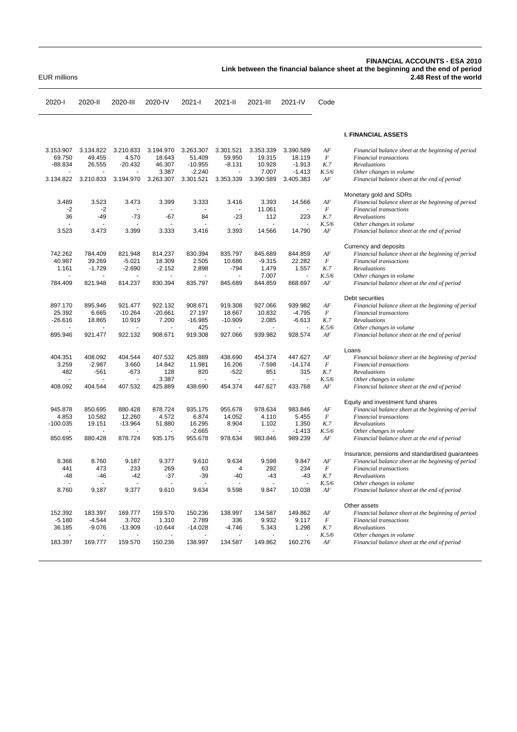EUR millions

**FINANCIAL ACCOUNTS - ESA 2010**
**Link between the financial balance sheet at the beginning and the end of period**
**2.48 Rest of the world**

| 2020-I | 2020-II | 2020-III | 2020-IV | 2021-I | 2021-II | 2021-III | 2021-IV | Code | |
|---|---|---|---|---|---|---|---|---|---|
| | | | | | | | | | **I. FINANCIAL ASSETS** |
| 3.153.907 | 3.134.822 | 3.210.833 | 3.194.970 | 3.263.307 | 3.301.521 | 3.353.339 | 3.390.589 | *AF* | *Financial balance sheet at the beginning of period* |
| 69.750 | 49.455 | 4.570 | 18.643 | 51.409 | 59.950 | 19.315 | 18.119 | *F* | *Financial transactions* |
| -88.834 | 26.555 | -20.432 | 46.307 | -10.955 | -8.131 | 10.928 | -1.913 | *K.7* | *Revaluations* |
| - | - | - | 3.387 | -2.240 | - | 7.007 | -1.413 | *K.5/6* | *Other changes in volume* |
| 3.134.822 | 3.210.833 | 3.194.970 | 3.263.307 | 3.301.521 | 3.353.339 | 3.390.589 | 3.405.383 | *AF* | *Financial balance sheet at the end of period* |
| | | | | | | | | | Monetary gold and SDRs |
| 3.489 | 3.523 | 3.473 | 3.399 | 3.333 | 3.416 | 3.393 | 14.566 | *AF* | *Financial balance sheet at the beginning of period* |
| -2 | -2 | - | - | - | - | 11.061 | - | *F* | *Financial transactions* |
| 36 | -49 | -73 | -67 | 84 | -23 | 112 | 223 | *K.7* | *Revaluations* |
| - | - | - | - | - | - | - | - | *K.5/6* | *Other changes in volume* |
| 3.523 | 3.473 | 3.399 | 3.333 | 3.416 | 3.393 | 14.566 | 14.790 | *AF* | *Financial balance sheet at the end of period* |
| | | | | | | | | | Currency and deposits |
| 742.262 | 784.409 | 821.948 | 814.237 | 830.394 | 835.797 | 845.689 | 844.859 | *AF* | *Financial balance sheet at the beginning of period* |
| 40.987 | 39.269 | -5.021 | 18.309 | 2.505 | 10.686 | -9.315 | 22.282 | *F* | *Financial transactions* |
| 1.161 | -1.729 | -2.690 | -2.152 | 2.898 | -794 | 1.479 | 1.557 | *K.7* | *Revaluations* |
| - | - | - | - | - | - | 7.007 | - | *K.5/6* | *Other changes in volume* |
| 784.409 | 821.948 | 814.237 | 830.394 | 835.797 | 845.689 | 844.859 | 868.697 | *AF* | *Financial balance sheet at the end of period* |
| | | | | | | | | | Debt securities |
| 897.170 | 895.946 | 921.477 | 922.132 | 908.671 | 919.308 | 927.066 | 939.982 | *AF* | *Financial balance sheet at the beginning of period* |
| 25.392 | 6.665 | -10.264 | -20.661 | 27.197 | 18.667 | 10.832 | -4.795 | *F* | *Financial transactions* |
| -26.616 | 18.865 | 10.919 | 7.200 | -16.985 | -10.909 | 2.085 | -6.613 | *K.7* | *Revaluations* |
| - | - | - | - | 425 | - | - | - | *K.5/6* | *Other changes in volume* |
| 895.946 | 921.477 | 922.132 | 908.671 | 919.308 | 927.066 | 939.982 | 928.574 | *AF* | *Financial balance sheet at the end of period* |
| | | | | | | | | | Loans |
| 404.351 | 408.092 | 404.544 | 407.532 | 425.889 | 438.690 | 454.374 | 447.627 | *AF* | *Financial balance sheet at the beginning of period* |
| 3.259 | -2.987 | 3.660 | 14.842 | 11.981 | 16.206 | -7.598 | -14.174 | *F* | *Financial transactions* |
| 482 | -561 | -673 | 128 | 820 | -522 | 851 | 315 | *K.7* | *Revaluations* |
| - | - | - | 3.387 | - | - | - | - | *K.5/6* | *Other changes in volume* |
| 408.092 | 404.544 | 407.532 | 425.889 | 438.690 | 454.374 | 447.627 | 433.768 | *AF* | *Financial balance sheet at the end of period* |
| | | | | | | | | | Equity and investment fund shares |
| 945.878 | 850.695 | 880.428 | 878.724 | 935.175 | 955.678 | 978.634 | 983.846 | *AF* | *Financial balance sheet at the beginning of period* |
| 4.853 | 10.582 | 12.260 | 4.572 | 6.874 | 14.052 | 4.110 | 5.455 | *F* | *Financial transactions* |
| -100.035 | 19.151 | -13.964 | 51.880 | 16.295 | 8.904 | 1.102 | 1.350 | *K.7* | *Revaluations* |
| - | - | - | - | -2.665 | - | - | -1.413 | *K.5/6* | *Other changes in volume* |
| 850.695 | 880.428 | 878.724 | 935.175 | 955.678 | 978.634 | 983.846 | 989.239 | *AF* | *Financial balance sheet at the end of period* |
| | | | | | | | | | Insurance, pensions and standardised guarantees |
| 8.366 | 8.760 | 9.187 | 9.377 | 9.610 | 9.634 | 9.598 | 9.847 | *AF* | *Financial balance sheet at the beginning of period* |
| 441 | 473 | 233 | 269 | 63 | 4 | 292 | 234 | *F* | *Financial transactions* |
| -48 | -46 | -42 | -37 | -39 | -40 | -43 | -43 | *K.7* | *Revaluations* |
| - | - | - | - | - | - | - | - | *K.5/6* | *Other changes in volume* |
| 8.760 | 9.187 | 9.377 | 9.610 | 9.634 | 9.598 | 9.847 | 10.038 | *AF* | *Financial balance sheet at the end of period* |
| | | | | | | | | | Other assets |
| 152.392 | 183.397 | 169.777 | 159.570 | 150.236 | 138.997 | 134.587 | 149.862 | *AF* | *Financial balance sheet at the beginning of period* |
| -5.180 | -4.544 | 3.702 | 1.310 | 2.789 | 336 | 9.932 | 9.117 | *F* | *Financial transactions* |
| 36.185 | -9.076 | -13.909 | -10.644 | -14.028 | -4.746 | 5.343 | 1.298 | *K.7* | *Revaluations* |
| - | - | - | - | - | - | - | - | *K.5/6* | *Other changes in volume* |
| 183.397 | 169.777 | 159.570 | 150.236 | 138.997 | 134.587 | 149.862 | 160.276 | *AF* | *Financial balance sheet at the end of period* |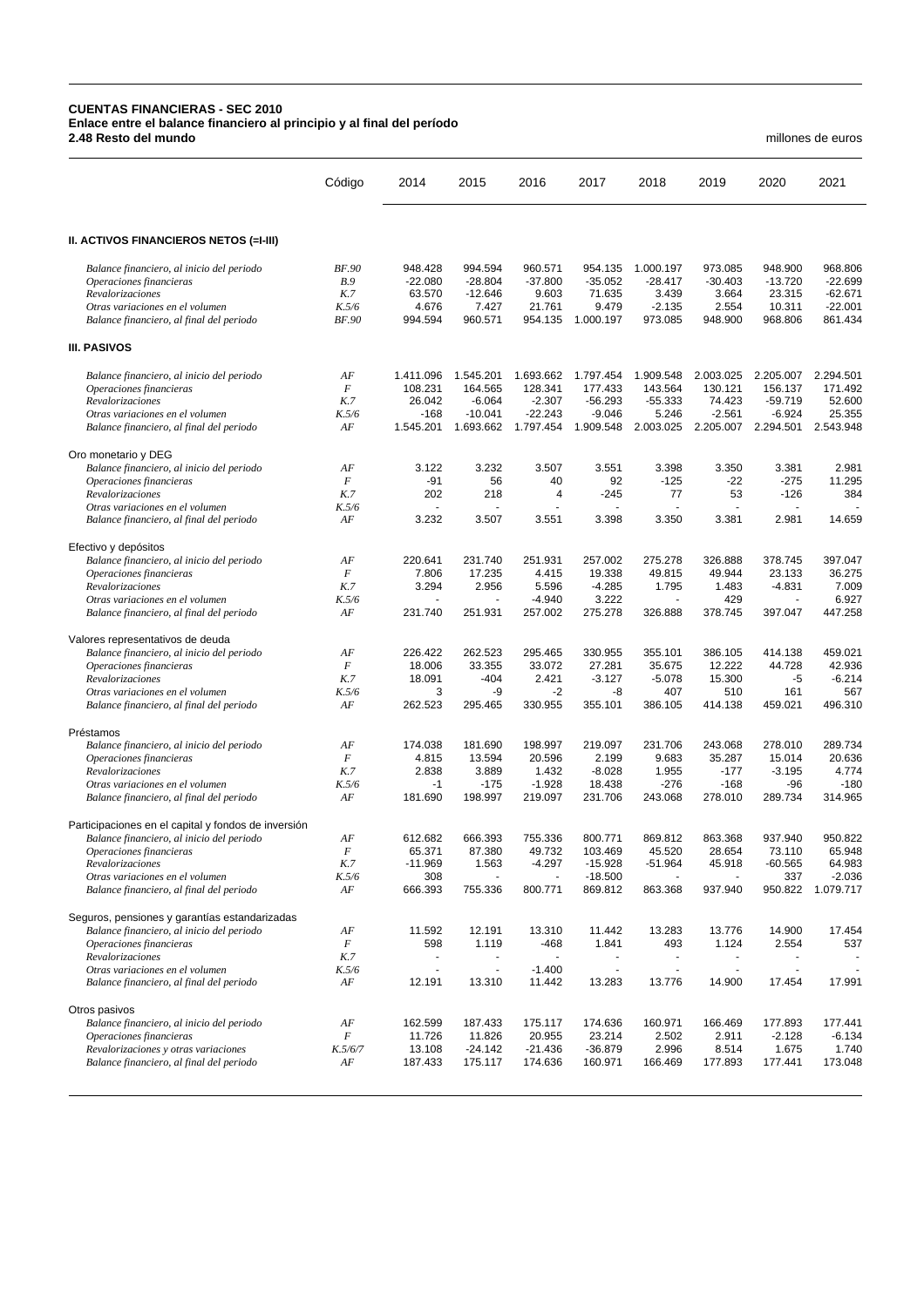**CUENTAS FINANCIERAS - SEC 2010**
**Enlace entre el balance financiero al principio y al final del período**
**2.48 Resto del mundo**

millones de euros

| | Código | 2014 | 2015 | 2016 | 2017 | 2018 | 2019 | 2020 | 2021 |
|---|---|---|---|---|---|---|---|---|---|
| **II. ACTIVOS FINANCIEROS NETOS (=I-III)** | | | | | | | | | |
| *Balance financiero, al inicio del periodo* | *BF.90* | 948.428 | 994.594 | 960.571 | 954.135 | 1.000.197 | 973.085 | 948.900 | 968.806 |
| *Operaciones financieras* | *B.9* | -22.080 | -28.804 | -37.800 | -35.052 | -28.417 | -30.403 | -13.720 | -22.699 |
| *Revalorizaciones* | *K.7* | 63.570 | -12.646 | 9.603 | 71.635 | 3.439 | 3.664 | 23.315 | -62.671 |
| *Otras variaciones en el volumen* | *K.5/6* | 4.676 | 7.427 | 21.761 | 9.479 | -2.135 | 2.554 | 10.311 | -22.001 |
| *Balance financiero, al final del periodo* | *BF.90* | 994.594 | 960.571 | 954.135 | 1.000.197 | 973.085 | 948.900 | 968.806 | 861.434 |
| **III. PASIVOS** | | | | | | | | | |
| *Balance financiero, al inicio del periodo* | *AF* | 1.411.096 | 1.545.201 | 1.693.662 | 1.797.454 | 1.909.548 | 2.003.025 | 2.205.007 | 2.294.501 |
| *Operaciones financieras* | *F* | 108.231 | 164.565 | 128.341 | 177.433 | 143.564 | 130.121 | 156.137 | 171.492 |
| *Revalorizaciones* | *K.7* | 26.042 | -6.064 | -2.307 | -56.293 | -55.333 | 74.423 | -59.719 | 52.600 |
| *Otras variaciones en el volumen* | *K.5/6* | -168 | -10.041 | -22.243 | -9.046 | 5.246 | -2.561 | -6.924 | 25.355 |
| *Balance financiero, al final del periodo* | *AF* | 1.545.201 | 1.693.662 | 1.797.454 | 1.909.548 | 2.003.025 | 2.205.007 | 2.294.501 | 2.543.948 |
| Oro monetario y DEG | | | | | | | | | |
| *Balance financiero, al inicio del periodo* | *AF* | 3.122 | 3.232 | 3.507 | 3.551 | 3.398 | 3.350 | 3.381 | 2.981 |
| *Operaciones financieras* | *F* | -91 | 56 | 40 | 92 | -125 | -22 | -275 | 11.295 |
| *Revalorizaciones* | *K.7* | 202 | 218 | 4 | -245 | 77 | 53 | -126 | 384 |
| *Otras variaciones en el volumen* | *K.5/6* | - | - | - | - | - | - | - | - |
| *Balance financiero, al final del periodo* | *AF* | 3.232 | 3.507 | 3.551 | 3.398 | 3.350 | 3.381 | 2.981 | 14.659 |
| Efectivo y depósitos | | | | | | | | | |
| *Balance financiero, al inicio del periodo* | *AF* | 220.641 | 231.740 | 251.931 | 257.002 | 275.278 | 326.888 | 378.745 | 397.047 |
| *Operaciones financieras* | *F* | 7.806 | 17.235 | 4.415 | 19.338 | 49.815 | 49.944 | 23.133 | 36.275 |
| *Revalorizaciones* | *K.7* | 3.294 | 2.956 | 5.596 | -4.285 | 1.795 | 1.483 | -4.831 | 7.009 |
| *Otras variaciones en el volumen* | *K.5/6* | - | - | -4.940 | 3.222 | - | 429 | - | 6.927 |
| *Balance financiero, al final del periodo* | *AF* | 231.740 | 251.931 | 257.002 | 275.278 | 326.888 | 378.745 | 397.047 | 447.258 |
| Valores representativos de deuda | | | | | | | | | |
| *Balance financiero, al inicio del periodo* | *AF* | 226.422 | 262.523 | 295.465 | 330.955 | 355.101 | 386.105 | 414.138 | 459.021 |
| *Operaciones financieras* | *F* | 18.006 | 33.355 | 33.072 | 27.281 | 35.675 | 12.222 | 44.728 | 42.936 |
| *Revalorizaciones* | *K.7* | 18.091 | -404 | 2.421 | -3.127 | -5.078 | 15.300 | -5 | -6.214 |
| *Otras variaciones en el volumen* | *K.5/6* | 3 | -9 | -2 | -8 | 407 | 510 | 161 | 567 |
| *Balance financiero, al final del periodo* | *AF* | 262.523 | 295.465 | 330.955 | 355.101 | 386.105 | 414.138 | 459.021 | 496.310 |
| Préstamos | | | | | | | | | |
| *Balance financiero, al inicio del periodo* | *AF* | 174.038 | 181.690 | 198.997 | 219.097 | 231.706 | 243.068 | 278.010 | 289.734 |
| *Operaciones financieras* | *F* | 4.815 | 13.594 | 20.596 | 2.199 | 9.683 | 35.287 | 15.014 | 20.636 |
| *Revalorizaciones* | *K.7* | 2.838 | 3.889 | 1.432 | -8.028 | 1.955 | -177 | -3.195 | 4.774 |
| *Otras variaciones en el volumen* | *K.5/6* | -1 | -175 | -1.928 | 18.438 | -276 | -168 | -96 | -180 |
| *Balance financiero, al final del periodo* | *AF* | 181.690 | 198.997 | 219.097 | 231.706 | 243.068 | 278.010 | 289.734 | 314.965 |
| Participaciones en el capital y fondos de inversión | | | | | | | | | |
| *Balance financiero, al inicio del periodo* | *AF* | 612.682 | 666.393 | 755.336 | 800.771 | 869.812 | 863.368 | 937.940 | 950.822 |
| *Operaciones financieras* | *F* | 65.371 | 87.380 | 49.732 | 103.469 | 45.520 | 28.654 | 73.110 | 65.948 |
| *Revalorizaciones* | *K.7* | -11.969 | 1.563 | -4.297 | -15.928 | -51.964 | 45.918 | -60.565 | 64.983 |
| *Otras variaciones en el volumen* | *K.5/6* | 308 | - | - | -18.500 | - | - | 337 | -2.036 |
| *Balance financiero, al final del periodo* | *AF* | 666.393 | 755.336 | 800.771 | 869.812 | 863.368 | 937.940 | 950.822 | 1.079.717 |
| Seguros, pensiones y garantías estandarizadas | | | | | | | | | |
| *Balance financiero, al inicio del periodo* | *AF* | 11.592 | 12.191 | 13.310 | 11.442 | 13.283 | 13.776 | 14.900 | 17.454 |
| *Operaciones financieras* | *F* | 598 | 1.119 | -468 | 1.841 | 493 | 1.124 | 2.554 | 537 |
| *Revalorizaciones* | *K.7* | - | - | - | - | - | - | - | - |
| *Otras variaciones en el volumen* | *K.5/6* | - | - | -1.400 | - | - | - | - | - |
| *Balance financiero, al final del periodo* | *AF* | 12.191 | 13.310 | 11.442 | 13.283 | 13.776 | 14.900 | 17.454 | 17.991 |
| Otros pasivos | | | | | | | | | |
| *Balance financiero, al inicio del periodo* | *AF* | 162.599 | 187.433 | 175.117 | 174.636 | 160.971 | 166.469 | 177.893 | 177.441 |
| *Operaciones financieras* | *F* | 11.726 | 11.826 | 20.955 | 23.214 | 2.502 | 2.911 | -2.128 | -6.134 |
| *Revalorizaciones y otras variaciones* | *K.5/6/7* | 13.108 | -24.142 | -21.436 | -36.879 | 2.996 | 8.514 | 1.675 | 1.740 |
| *Balance financiero, al final del periodo* | *AF* | 187.433 | 175.117 | 174.636 | 160.971 | 166.469 | 177.893 | 177.441 | 173.048 |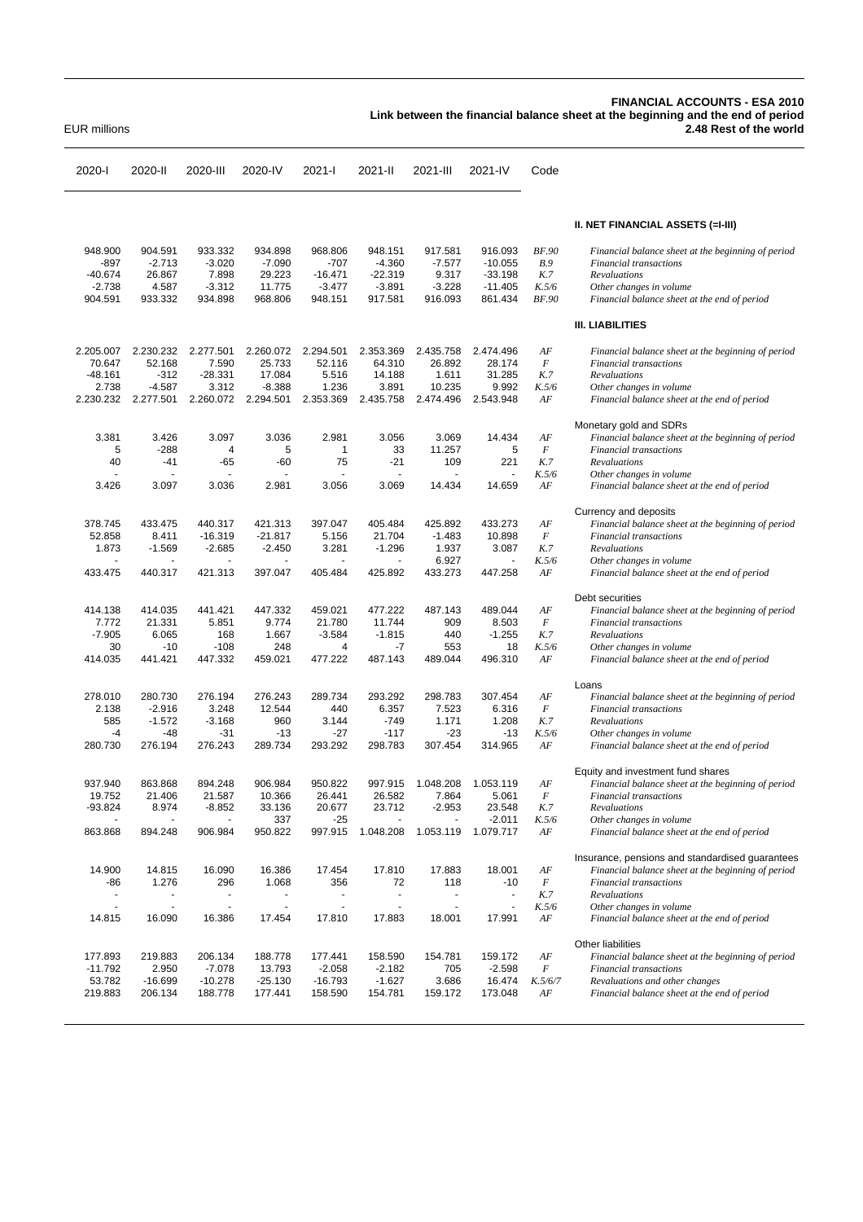EUR millions

**FINANCIAL ACCOUNTS - ESA 2010**
**Link between the financial balance sheet at the beginning and the end of period**
**2.48 Rest of the world**

| 2020-I | 2020-II | 2020-III | 2020-IV | 2021-I | 2021-II | 2021-III | 2021-IV | Code | |
|---|---|---|---|---|---|---|---|---|---|
| | | | | | | | | | **II. NET FINANCIAL ASSETS (=I-III)** |
| 948.900 | 904.591 | 933.332 | 934.898 | 968.806 | 948.151 | 917.581 | 916.093 | *BF.90* | *Financial balance sheet at the beginning of period* |
| -897 | -2.713 | -3.020 | -7.090 | -707 | -4.360 | -7.577 | -10.055 | *B.9* | *Financial transactions* |
| -40.674 | 26.867 | 7.898 | 29.223 | -16.471 | -22.319 | 9.317 | -33.198 | *K.7* | *Revaluations* |
| -2.738 | 4.587 | -3.312 | 11.775 | -3.477 | -3.891 | -3.228 | -11.405 | *K.5/6* | *Other changes in volume* |
| 904.591 | 933.332 | 934.898 | 968.806 | 948.151 | 917.581 | 916.093 | 861.434 | *BF.90* | *Financial balance sheet at the end of period* |
| | | | | | | | | | **III. LIABILITIES** |
| 2.205.007 | 2.230.232 | 2.277.501 | 2.260.072 | 2.294.501 | 2.353.369 | 2.435.758 | 2.474.496 | *AF* | *Financial balance sheet at the beginning of period* |
| 70.647 | 52.168 | 7.590 | 25.733 | 52.116 | 64.310 | 26.892 | 28.174 | *F* | *Financial transactions* |
| -48.161 | -312 | -28.331 | 17.084 | 5.516 | 14.188 | 1.611 | 31.285 | *K.7* | *Revaluations* |
| 2.738 | -4.587 | 3.312 | -8.388 | 1.236 | 3.891 | 10.235 | 9.992 | *K.5/6* | *Other changes in volume* |
| 2.230.232 | 2.277.501 | 2.260.072 | 2.294.501 | 2.353.369 | 2.435.758 | 2.474.496 | 2.543.948 | *AF* | *Financial balance sheet at the end of period* |
| | | | | | | | | | Monetary gold and SDRs |
| 3.381 | 3.426 | 3.097 | 3.036 | 2.981 | 3.056 | 3.069 | 14.434 | *AF* | *Financial balance sheet at the beginning of period* |
| 5 | -288 | 4 | 5 | 1 | 33 | 11.257 | 5 | *F* | *Financial transactions* |
| 40 | -41 | -65 | -60 | 75 | -21 | 109 | 221 | *K.7* | *Revaluations* |
| - | - | - | - | - | - | - | - | *K.5/6* | *Other changes in volume* |
| 3.426 | 3.097 | 3.036 | 2.981 | 3.056 | 3.069 | 14.434 | 14.659 | *AF* | *Financial balance sheet at the end of period* |
| | | | | | | | | | Currency and deposits |
| 378.745 | 433.475 | 440.317 | 421.313 | 397.047 | 405.484 | 425.892 | 433.273 | *AF* | *Financial balance sheet at the beginning of period* |
| 52.858 | 8.411 | -16.319 | -21.817 | 5.156 | 21.704 | -1.483 | 10.898 | *F* | *Financial transactions* |
| 1.873 | -1.569 | -2.685 | -2.450 | 3.281 | -1.296 | 1.937 | 3.087 | *K.7* | *Revaluations* |
| - | - | - | - | - | - | 6.927 | - | *K.5/6* | *Other changes in volume* |
| 433.475 | 440.317 | 421.313 | 397.047 | 405.484 | 425.892 | 433.273 | 447.258 | *AF* | *Financial balance sheet at the end of period* |
| | | | | | | | | | Debt securities |
| 414.138 | 414.035 | 441.421 | 447.332 | 459.021 | 477.222 | 487.143 | 489.044 | *AF* | *Financial balance sheet at the beginning of period* |
| 7.772 | 21.331 | 5.851 | 9.774 | 21.780 | 11.744 | 909 | 8.503 | *F* | *Financial transactions* |
| -7.905 | 6.065 | 168 | 1.667 | -3.584 | -1.815 | 440 | -1.255 | *K.7* | *Revaluations* |
| 30 | -10 | -108 | 248 | 4 | -7 | 553 | 18 | *K.5/6* | *Other changes in volume* |
| 414.035 | 441.421 | 447.332 | 459.021 | 477.222 | 487.143 | 489.044 | 496.310 | *AF* | *Financial balance sheet at the end of period* |
| | | | | | | | | | Loans |
| 278.010 | 280.730 | 276.194 | 276.243 | 289.734 | 293.292 | 298.783 | 307.454 | *AF* | *Financial balance sheet at the beginning of period* |
| 2.138 | -2.916 | 3.248 | 12.544 | 440 | 6.357 | 7.523 | 6.316 | *F* | *Financial transactions* |
| 585 | -1.572 | -3.168 | 960 | 3.144 | -749 | 1.171 | 1.208 | *K.7* | *Revaluations* |
| -4 | -48 | -31 | -13 | -27 | -117 | -23 | -13 | *K.5/6* | *Other changes in volume* |
| 280.730 | 276.194 | 276.243 | 289.734 | 293.292 | 298.783 | 307.454 | 314.965 | *AF* | *Financial balance sheet at the end of period* |
| | | | | | | | | | Equity and investment fund shares |
| 937.940 | 863.868 | 894.248 | 906.984 | 950.822 | 997.915 | 1.048.208 | 1.053.119 | *AF* | *Financial balance sheet at the beginning of period* |
| 19.752 | 21.406 | 21.587 | 10.366 | 26.441 | 26.582 | 7.864 | 5.061 | *F* | *Financial transactions* |
| -93.824 | 8.974 | -8.852 | 33.136 | 20.677 | 23.712 | -2.953 | 23.548 | *K.7* | *Revaluations* |
| - | - | - | 337 | -25 | - | - | -2.011 | *K.5/6* | *Other changes in volume* |
| 863.868 | 894.248 | 906.984 | 950.822 | 997.915 | 1.048.208 | 1.053.119 | 1.079.717 | *AF* | *Financial balance sheet at the end of period* |
| | | | | | | | | | Insurance, pensions and standardised guarantees |
| 14.900 | 14.815 | 16.090 | 16.386 | 17.454 | 17.810 | 17.883 | 18.001 | *AF* | *Financial balance sheet at the beginning of period* |
| -86 | 1.276 | 296 | 1.068 | 356 | 72 | 118 | -10 | *F* | *Financial transactions* |
| - | - | - | - | - | - | - | - | *K.7* | *Revaluations* |
| - | - | - | - | - | - | - | - | *K.5/6* | *Other changes in volume* |
| 14.815 | 16.090 | 16.386 | 17.454 | 17.810 | 17.883 | 18.001 | 17.991 | *AF* | *Financial balance sheet at the end of period* |
| | | | | | | | | | Other liabilities |
| 177.893 | 219.883 | 206.134 | 188.778 | 177.441 | 158.590 | 154.781 | 159.172 | *AF* | *Financial balance sheet at the beginning of period* |
| -11.792 | 2.950 | -7.078 | 13.793 | -2.058 | -2.182 | 705 | -2.598 | *F* | *Financial transactions* |
| 53.782 | -16.699 | -10.278 | -25.130 | -16.793 | -1.627 | 3.686 | 16.474 | *K.5/6/7* | *Revaluations and other changes* |
| 219.883 | 206.134 | 188.778 | 177.441 | 158.590 | 154.781 | 159.172 | 173.048 | *AF* | *Financial balance sheet at the end of period* |